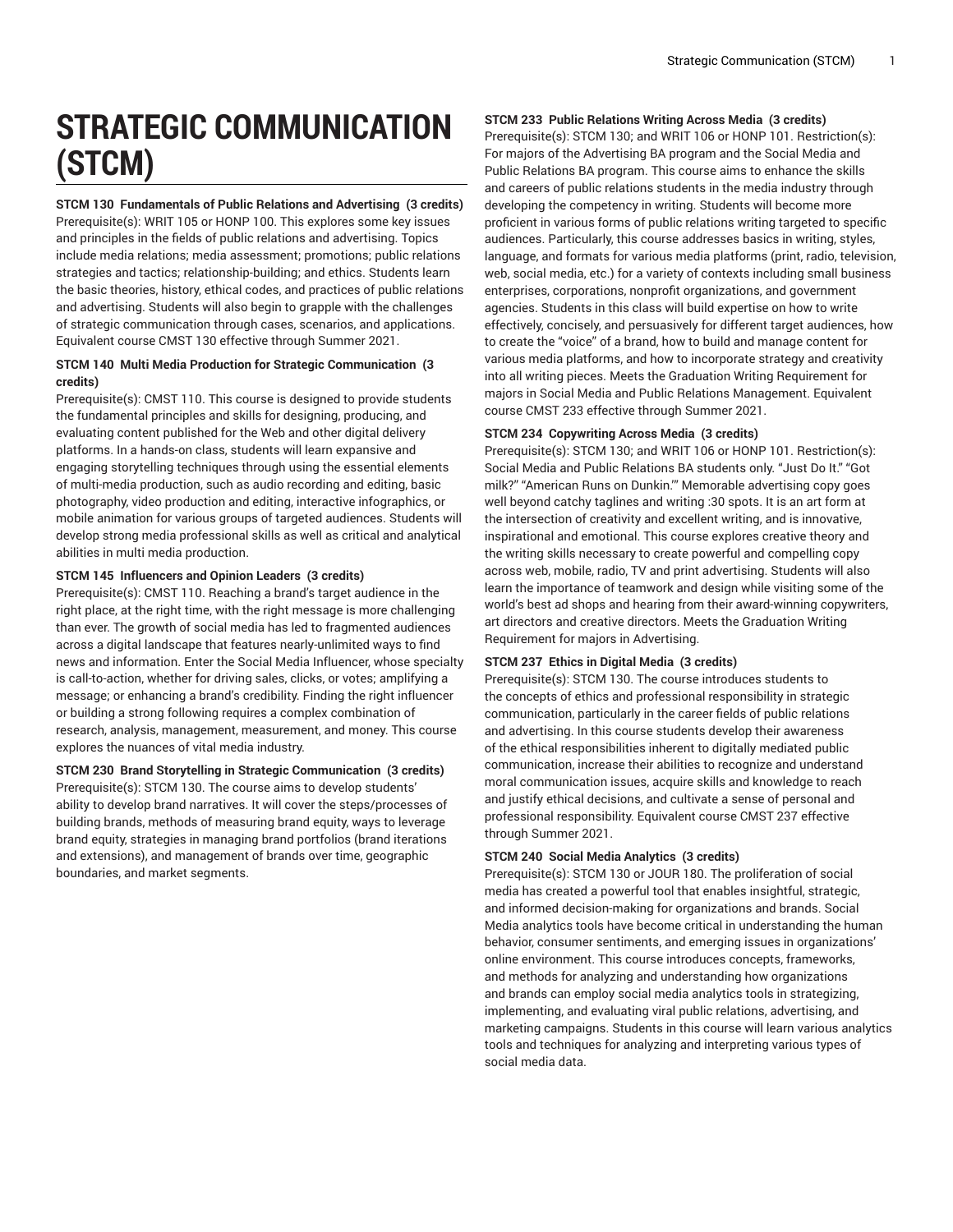# STRATEGIC COMMUNICATION (STCM)

**STCM 130 Fundamentals of Public Relations and Advertising (3 credits)**
Prerequisite(s): WRIT 105 or HONP 100. This explores some key issues and principles in the fields of public relations and advertising. Topics include media relations; media assessment; promotions; public relations strategies and tactics; relationship-building; and ethics. Students learn the basic theories, history, ethical codes, and practices of public relations and advertising. Students will also begin to grapple with the challenges of strategic communication through cases, scenarios, and applications. Equivalent course CMST 130 effective through Summer 2021.

**STCM 140 Multi Media Production for Strategic Communication (3 credits)**
Prerequisite(s): CMST 110. This course is designed to provide students the fundamental principles and skills for designing, producing, and evaluating content published for the Web and other digital delivery platforms. In a hands-on class, students will learn expansive and engaging storytelling techniques through using the essential elements of multi-media production, such as audio recording and editing, basic photography, video production and editing, interactive infographics, or mobile animation for various groups of targeted audiences. Students will develop strong media professional skills as well as critical and analytical abilities in multi media production.

**STCM 145 Influencers and Opinion Leaders (3 credits)**
Prerequisite(s): CMST 110. Reaching a brand's target audience in the right place, at the right time, with the right message is more challenging than ever. The growth of social media has led to fragmented audiences across a digital landscape that features nearly-unlimited ways to find news and information. Enter the Social Media Influencer, whose specialty is call-to-action, whether for driving sales, clicks, or votes; amplifying a message; or enhancing a brand's credibility. Finding the right influencer or building a strong following requires a complex combination of research, analysis, management, measurement, and money. This course explores the nuances of vital media industry.

**STCM 230 Brand Storytelling in Strategic Communication (3 credits)**
Prerequisite(s): STCM 130. The course aims to develop students' ability to develop brand narratives. It will cover the steps/processes of building brands, methods of measuring brand equity, ways to leverage brand equity, strategies in managing brand portfolios (brand iterations and extensions), and management of brands over time, geographic boundaries, and market segments.

**STCM 233 Public Relations Writing Across Media (3 credits)**
Prerequisite(s): STCM 130; and WRIT 106 or HONP 101. Restriction(s): For majors of the Advertising BA program and the Social Media and Public Relations BA program. This course aims to enhance the skills and careers of public relations students in the media industry through developing the competency in writing. Students will become more proficient in various forms of public relations writing targeted to specific audiences. Particularly, this course addresses basics in writing, styles, language, and formats for various media platforms (print, radio, television, web, social media, etc.) for a variety of contexts including small business enterprises, corporations, nonprofit organizations, and government agencies. Students in this class will build expertise on how to write effectively, concisely, and persuasively for different target audiences, how to create the "voice" of a brand, how to build and manage content for various media platforms, and how to incorporate strategy and creativity into all writing pieces. Meets the Graduation Writing Requirement for majors in Social Media and Public Relations Management. Equivalent course CMST 233 effective through Summer 2021.

**STCM 234 Copywriting Across Media (3 credits)**
Prerequisite(s): STCM 130; and WRIT 106 or HONP 101. Restriction(s): Social Media and Public Relations BA students only. "Just Do It." "Got milk?" "American Runs on Dunkin.'" Memorable advertising copy goes well beyond catchy taglines and writing :30 spots. It is an art form at the intersection of creativity and excellent writing, and is innovative, inspirational and emotional. This course explores creative theory and the writing skills necessary to create powerful and compelling copy across web, mobile, radio, TV and print advertising. Students will also learn the importance of teamwork and design while visiting some of the world's best ad shops and hearing from their award-winning copywriters, art directors and creative directors. Meets the Graduation Writing Requirement for majors in Advertising.

**STCM 237 Ethics in Digital Media (3 credits)**
Prerequisite(s): STCM 130. The course introduces students to the concepts of ethics and professional responsibility in strategic communication, particularly in the career fields of public relations and advertising. In this course students develop their awareness of the ethical responsibilities inherent to digitally mediated public communication, increase their abilities to recognize and understand moral communication issues, acquire skills and knowledge to reach and justify ethical decisions, and cultivate a sense of personal and professional responsibility. Equivalent course CMST 237 effective through Summer 2021.

**STCM 240 Social Media Analytics (3 credits)**
Prerequisite(s): STCM 130 or JOUR 180. The proliferation of social media has created a powerful tool that enables insightful, strategic, and informed decision-making for organizations and brands. Social Media analytics tools have become critical in understanding the human behavior, consumer sentiments, and emerging issues in organizations' online environment. This course introduces concepts, frameworks, and methods for analyzing and understanding how organizations and brands can employ social media analytics tools in strategizing, implementing, and evaluating viral public relations, advertising, and marketing campaigns. Students in this course will learn various analytics tools and techniques for analyzing and interpreting various types of social media data.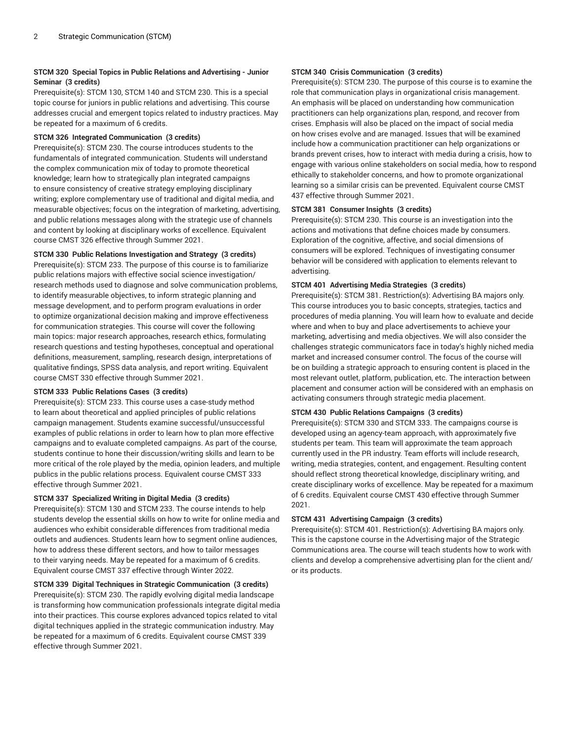**STCM 320 Special Topics in Public Relations and Advertising - Junior Seminar (3 credits)**
Prerequisite(s): STCM 130, STCM 140 and STCM 230. This is a special topic course for juniors in public relations and advertising. This course addresses crucial and emergent topics related to industry practices. May be repeated for a maximum of 6 credits.

**STCM 326 Integrated Communication (3 credits)**
Prerequisite(s): STCM 230. The course introduces students to the fundamentals of integrated communication. Students will understand the complex communication mix of today to promote theoretical knowledge; learn how to strategically plan integrated campaigns to ensure consistency of creative strategy employing disciplinary writing; explore complementary use of traditional and digital media, and measurable objectives; focus on the integration of marketing, advertising, and public relations messages along with the strategic use of channels and content by looking at disciplinary works of excellence. Equivalent course CMST 326 effective through Summer 2021.

**STCM 330 Public Relations Investigation and Strategy (3 credits)**
Prerequisite(s): STCM 233. The purpose of this course is to familiarize public relations majors with effective social science investigation/research methods used to diagnose and solve communication problems, to identify measurable objectives, to inform strategic planning and message development, and to perform program evaluations in order to optimize organizational decision making and improve effectiveness for communication strategies. This course will cover the following main topics: major research approaches, research ethics, formulating research questions and testing hypotheses, conceptual and operational definitions, measurement, sampling, research design, interpretations of qualitative findings, SPSS data analysis, and report writing. Equivalent course CMST 330 effective through Summer 2021.

**STCM 333 Public Relations Cases (3 credits)**
Prerequisite(s): STCM 233. This course uses a case-study method to learn about theoretical and applied principles of public relations campaign management. Students examine successful/unsuccessful examples of public relations in order to learn how to plan more effective campaigns and to evaluate completed campaigns. As part of the course, students continue to hone their discussion/writing skills and learn to be more critical of the role played by the media, opinion leaders, and multiple publics in the public relations process. Equivalent course CMST 333 effective through Summer 2021.

**STCM 337 Specialized Writing in Digital Media (3 credits)**
Prerequisite(s): STCM 130 and STCM 233. The course intends to help students develop the essential skills on how to write for online media and audiences who exhibit considerable differences from traditional media outlets and audiences. Students learn how to segment online audiences, how to address these different sectors, and how to tailor messages to their varying needs. May be repeated for a maximum of 6 credits. Equivalent course CMST 337 effective through Winter 2022.

**STCM 339 Digital Techniques in Strategic Communication (3 credits)**
Prerequisite(s): STCM 230. The rapidly evolving digital media landscape is transforming how communication professionals integrate digital media into their practices. This course explores advanced topics related to vital digital techniques applied in the strategic communication industry. May be repeated for a maximum of 6 credits. Equivalent course CMST 339 effective through Summer 2021.

**STCM 340 Crisis Communication (3 credits)**
Prerequisite(s): STCM 230. The purpose of this course is to examine the role that communication plays in organizational crisis management. An emphasis will be placed on understanding how communication practitioners can help organizations plan, respond, and recover from crises. Emphasis will also be placed on the impact of social media on how crises evolve and are managed. Issues that will be examined include how a communication practitioner can help organizations or brands prevent crises, how to interact with media during a crisis, how to engage with various online stakeholders on social media, how to respond ethically to stakeholder concerns, and how to promote organizational learning so a similar crisis can be prevented. Equivalent course CMST 437 effective through Summer 2021.

**STCM 381 Consumer Insights (3 credits)**
Prerequisite(s): STCM 230. This course is an investigation into the actions and motivations that define choices made by consumers. Exploration of the cognitive, affective, and social dimensions of consumers will be explored. Techniques of investigating consumer behavior will be considered with application to elements relevant to advertising.

**STCM 401 Advertising Media Strategies (3 credits)**
Prerequisite(s): STCM 381. Restriction(s): Advertising BA majors only. This course introduces you to basic concepts, strategies, tactics and procedures of media planning. You will learn how to evaluate and decide where and when to buy and place advertisements to achieve your marketing, advertising and media objectives. We will also consider the challenges strategic communicators face in today's highly niched media market and increased consumer control. The focus of the course will be on building a strategic approach to ensuring content is placed in the most relevant outlet, platform, publication, etc. The interaction between placement and consumer action will be considered with an emphasis on activating consumers through strategic media placement.

**STCM 430 Public Relations Campaigns (3 credits)**
Prerequisite(s): STCM 330 and STCM 333. The campaigns course is developed using an agency-team approach, with approximately five students per team. This team will approximate the team approach currently used in the PR industry. Team efforts will include research, writing, media strategies, content, and engagement. Resulting content should reflect strong theoretical knowledge, disciplinary writing, and create disciplinary works of excellence. May be repeated for a maximum of 6 credits. Equivalent course CMST 430 effective through Summer 2021.

**STCM 431 Advertising Campaign (3 credits)**
Prerequisite(s): STCM 401. Restriction(s): Advertising BA majors only. This is the capstone course in the Advertising major of the Strategic Communications area. The course will teach students how to work with clients and develop a comprehensive advertising plan for the client and/or its products.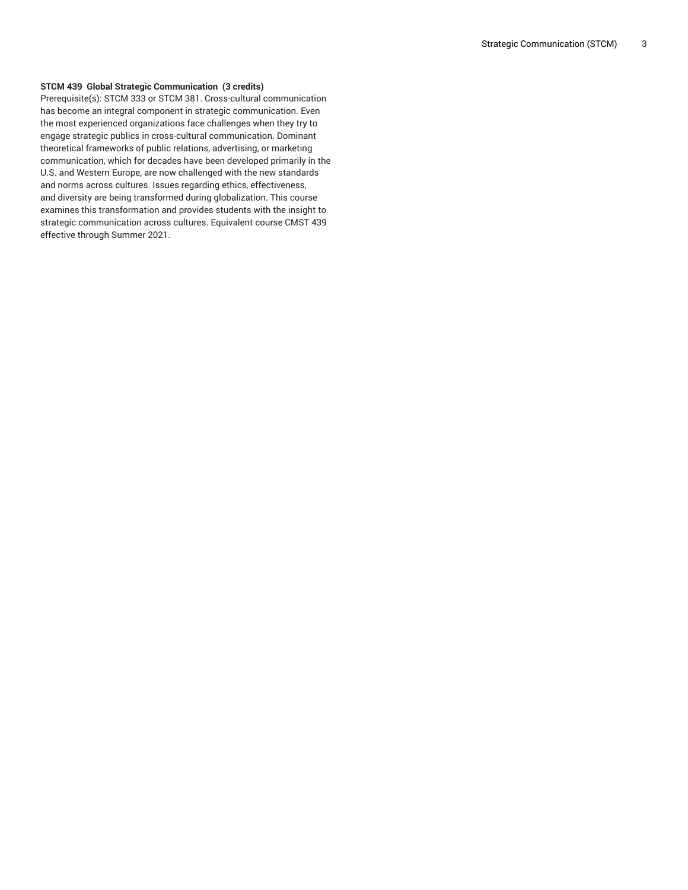**STCM 439 Global Strategic Communication (3 credits)**
Prerequisite(s): STCM 333 or STCM 381. Cross-cultural communication has become an integral component in strategic communication. Even the most experienced organizations face challenges when they try to engage strategic publics in cross-cultural communication. Dominant theoretical frameworks of public relations, advertising, or marketing communication, which for decades have been developed primarily in the U.S. and Western Europe, are now challenged with the new standards and norms across cultures. Issues regarding ethics, effectiveness, and diversity are being transformed during globalization. This course examines this transformation and provides students with the insight to strategic communication across cultures. Equivalent course CMST 439 effective through Summer 2021.